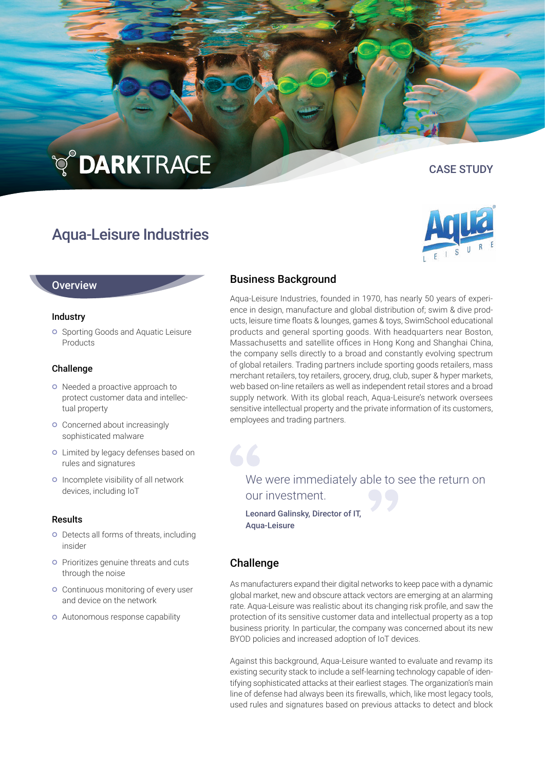DARKTRACE

CASE STUDY

# Aqua-Leisure Industries

## Overview

### Industry

- Sporting Goods and Aquatic Leisure Products

### Challenge

- Needed a proactive approach to protect customer data and intellectual property
- Concerned about increasingly sophisticated malware
- Limited by legacy defenses based on rules and signatures
- Incomplete visibility of all network devices, including IoT

### Results

- Detects all forms of threats, including insider
- Prioritizes genuine threats and cuts through the noise
- Continuous monitoring of every user and device on the network
- Autonomous response capability

## Business Background

Aqua-Leisure Industries, founded in 1970, has nearly 50 years of experience in design, manufacture and global distribution of; swim & dive products, leisure time floats & lounges, games & toys, SwimSchool educational products and general sporting goods. With headquarters near Boston, Massachusetts and satellite offices in Hong Kong and Shanghai China, the company sells directly to a broad and constantly evolving spectrum of global retailers. Trading partners include sporting goods retailers, mass merchant retailers, toy retailers, grocery, drug, club, super & hyper markets, web based on-line retailers as well as independent retail stores and a broad supply network. With its global reach, Aqua-Leisure's network oversees sensitive intellectual property and the private information of its customers, employees and trading partners.

> We were immediately able to see the return on our investment.
>
> **Leonard Galinsky, Director of IT, Aqua-Leisure**

## Challenge

As manufacturers expand their digital networks to keep pace with a dynamic global market, new and obscure attack vectors are emerging at an alarming rate. Aqua-Leisure was realistic about its changing risk profile, and saw the protection of its sensitive customer data and intellectual property as a top business priority. In particular, the company was concerned about its new BYOD policies and increased adoption of IoT devices.

Against this background, Aqua-Leisure wanted to evaluate and revamp its existing security stack to include a self-learning technology capable of identifying sophisticated attacks at their earliest stages. The organization's main line of defense had always been its firewalls, which, like most legacy tools, used rules and signatures based on previous attacks to detect and block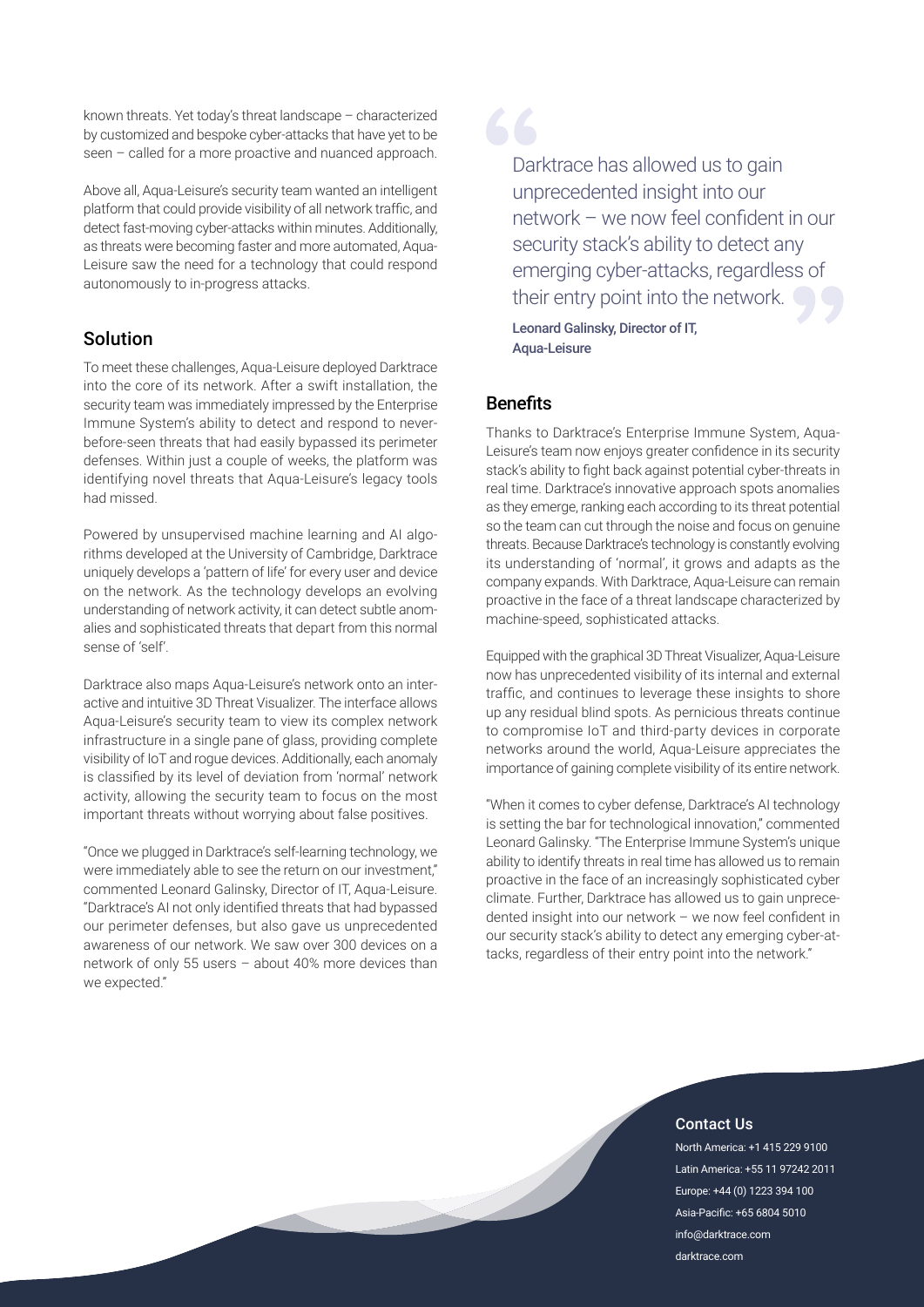known threats. Yet today's threat landscape – characterized by customized and bespoke cyber-attacks that have yet to be seen – called for a more proactive and nuanced approach.

Above all, Aqua-Leisure's security team wanted an intelligent platform that could provide visibility of all network traffic, and detect fast-moving cyber-attacks within minutes. Additionally, as threats were becoming faster and more automated, Aqua-Leisure saw the need for a technology that could respond autonomously to in-progress attacks.

## Solution

To meet these challenges, Aqua-Leisure deployed Darktrace into the core of its network. After a swift installation, the security team was immediately impressed by the Enterprise Immune System's ability to detect and respond to never-before-seen threats that had easily bypassed its perimeter defenses. Within just a couple of weeks, the platform was identifying novel threats that Aqua-Leisure's legacy tools had missed.

Powered by unsupervised machine learning and AI algorithms developed at the University of Cambridge, Darktrace uniquely develops a 'pattern of life' for every user and device on the network. As the technology develops an evolving understanding of network activity, it can detect subtle anomalies and sophisticated threats that depart from this normal sense of 'self'.

Darktrace also maps Aqua-Leisure's network onto an interactive and intuitive 3D Threat Visualizer. The interface allows Aqua-Leisure's security team to view its complex network infrastructure in a single pane of glass, providing complete visibility of IoT and rogue devices. Additionally, each anomaly is classified by its level of deviation from 'normal' network activity, allowing the security team to focus on the most important threats without worrying about false positives.

"Once we plugged in Darktrace's self-learning technology, we were immediately able to see the return on our investment," commented Leonard Galinsky, Director of IT, Aqua-Leisure. "Darktrace's AI not only identified threats that had bypassed our perimeter defenses, but also gave us unprecedented awareness of our network. We saw over 300 devices on a network of only 55 users – about 40% more devices than we expected."

> Darktrace has allowed us to gain unprecedented insight into our network – we now feel confident in our security stack's ability to detect any emerging cyber-attacks, regardless of their entry point into the network.
>
> **Leonard Galinsky, Director of IT, Aqua-Leisure**

## Benefits

Thanks to Darktrace's Enterprise Immune System, Aqua-Leisure's team now enjoys greater confidence in its security stack's ability to fight back against potential cyber-threats in real time. Darktrace's innovative approach spots anomalies as they emerge, ranking each according to its threat potential so the team can cut through the noise and focus on genuine threats. Because Darktrace's technology is constantly evolving its understanding of 'normal', it grows and adapts as the company expands. With Darktrace, Aqua-Leisure can remain proactive in the face of a threat landscape characterized by machine-speed, sophisticated attacks.

Equipped with the graphical 3D Threat Visualizer, Aqua-Leisure now has unprecedented visibility of its internal and external traffic, and continues to leverage these insights to shore up any residual blind spots. As pernicious threats continue to compromise IoT and third-party devices in corporate networks around the world, Aqua-Leisure appreciates the importance of gaining complete visibility of its entire network.

"When it comes to cyber defense, Darktrace's AI technology is setting the bar for technological innovation," commented Leonard Galinsky. "The Enterprise Immune System's unique ability to identify threats in real time has allowed us to remain proactive in the face of an increasingly sophisticated cyber climate. Further, Darktrace has allowed us to gain unprecedented insight into our network – we now feel confident in our security stack's ability to detect any emerging cyber-attacks, regardless of their entry point into the network."

### Contact Us

North America: +1 415 229 9100
Latin America: +55 11 97242 2011
Europe: +44 (0) 1223 394 100
Asia-Pacific: +65 6804 5010
info@darktrace.com
darktrace.com